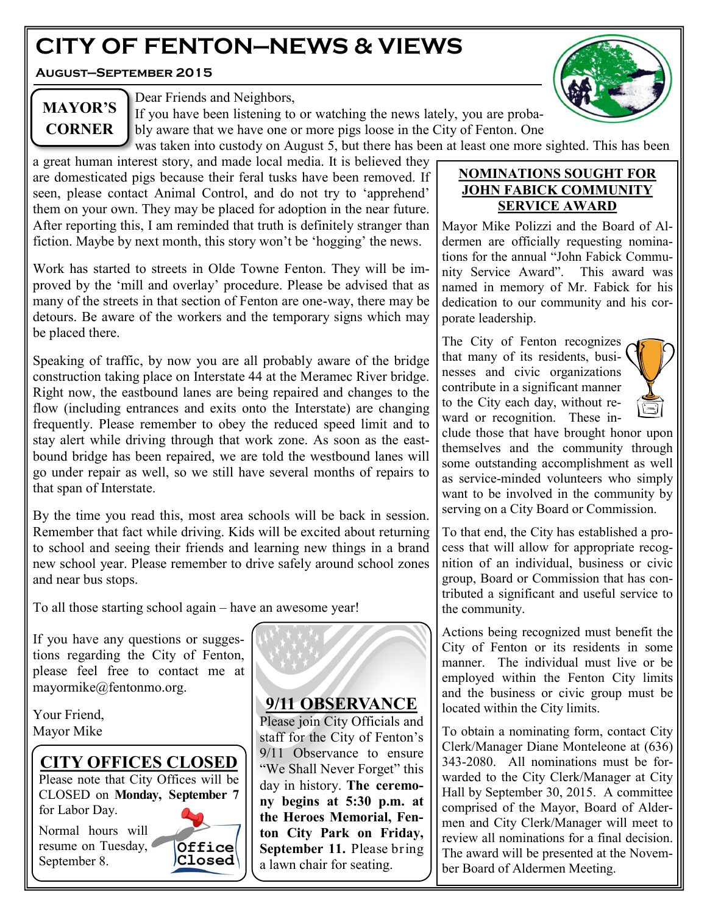# CITY OF FENTON—NEWS & VIEWS

**August—September 2015**

## MAYOR'S CORNER

Dear Friends and Neighbors,

If you have been listening to or watching the news lately, you are probably aware that we have one or more pigs loose in the City of Fenton. One was taken into custody on August 5, but there has been at least one more sighted. This has been a great human interest story, and made local media. It is believed they are domesticated pigs because their feral tusks have been removed. If seen, please contact Animal Control, and do not try to 'apprehend' them on your own. They may be placed for adoption in the near future. After reporting this, I am reminded that truth is definitely stranger than fiction. Maybe by next month, this story won't be 'hogging' the news.

Work has started to streets in Olde Towne Fenton. They will be improved by the 'mill and overlay' procedure. Please be advised that as many of the streets in that section of Fenton are one-way, there may be detours. Be aware of the workers and the temporary signs which may be placed there.

Speaking of traffic, by now you are all probably aware of the bridge construction taking place on Interstate 44 at the Meramec River bridge. Right now, the eastbound lanes are being repaired and changes to the flow (including entrances and exits onto the Interstate) are changing frequently. Please remember to obey the reduced speed limit and to stay alert while driving through that work zone. As soon as the eastbound bridge has been repaired, we are told the westbound lanes will go under repair as well, so we still have several months of repairs to that span of Interstate.

By the time you read this, most area schools will be back in session. Remember that fact while driving. Kids will be excited about returning to school and seeing their friends and learning new things in a brand new school year. Please remember to drive safely around school zones and near bus stops.

To all those starting school again – have an awesome year!

If you have any questions or suggestions regarding the City of Fenton, please feel free to contact me at mayormike@fentonmo.org.

Your Friend,
Mayor Mike

## CITY OFFICES CLOSED

Please note that City Offices will be CLOSED on **Monday, September 7** for Labor Day.

Normal hours will resume on Tuesday, September 8.

## 9/11 OBSERVANCE

Please join City Officials and staff for the City of Fenton's 9/11 Observance to ensure "We Shall Never Forget" this day in history. **The ceremony begins at 5:30 p.m. at the Heroes Memorial, Fenton City Park on Friday, September 11.** Please bring a lawn chair for seating.

## NOMINATIONS SOUGHT FOR JOHN FABICK COMMUNITY SERVICE AWARD

Mayor Mike Polizzi and the Board of Aldermen are officially requesting nominations for the annual "John Fabick Community Service Award". This award was named in memory of Mr. Fabick for his dedication to our community and his corporate leadership.

The City of Fenton recognizes that many of its residents, businesses and civic organizations contribute in a significant manner to the City each day, without reward or recognition. These include those that have brought honor upon themselves and the community through some outstanding accomplishment as well as service-minded volunteers who simply want to be involved in the community by serving on a City Board or Commission.

To that end, the City has established a process that will allow for appropriate recognition of an individual, business or civic group, Board or Commission that has contributed a significant and useful service to the community.

Actions being recognized must benefit the City of Fenton or its residents in some manner. The individual must live or be employed within the Fenton City limits and the business or civic group must be located within the City limits.

To obtain a nominating form, contact City Clerk/Manager Diane Monteleone at (636) 343-2080. All nominations must be forwarded to the City Clerk/Manager at City Hall by September 30, 2015. A committee comprised of the Mayor, Board of Aldermen and City Clerk/Manager will meet to review all nominations for a final decision. The award will be presented at the November Board of Aldermen Meeting.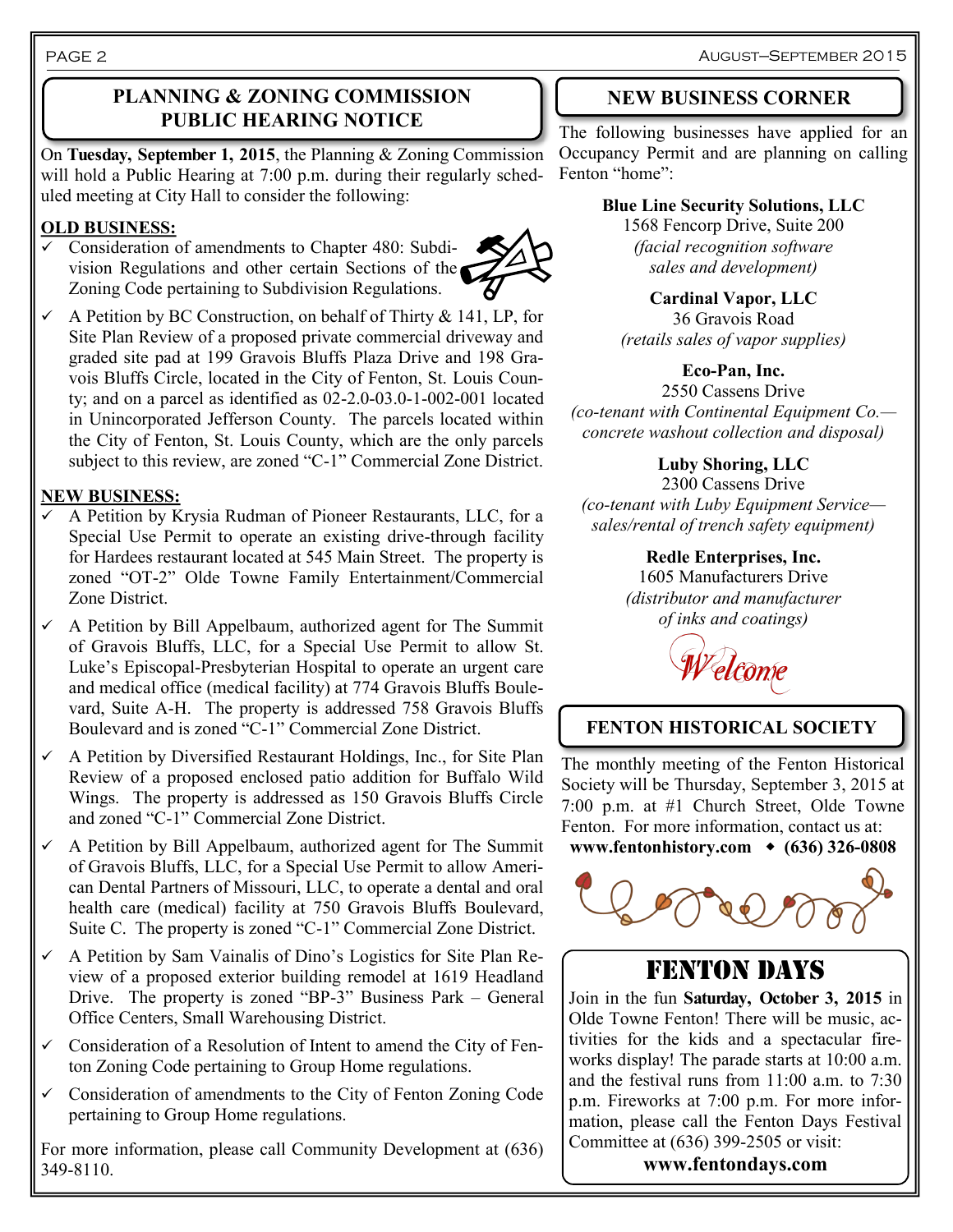## PLANNING & ZONING COMMISSION PUBLIC HEARING NOTICE

On **Tuesday, September 1, 2015**, the Planning & Zoning Commission will hold a Public Hearing at 7:00 p.m. during their regularly scheduled meeting at City Hall to consider the following:

**OLD BUSINESS:**

- ✓ Consideration of amendments to Chapter 480: Subdivision Regulations and other certain Sections of the Zoning Code pertaining to Subdivision Regulations.
- ✓ A Petition by BC Construction, on behalf of Thirty & 141, LP, for Site Plan Review of a proposed private commercial driveway and graded site pad at 199 Gravois Bluffs Plaza Drive and 198 Gravois Bluffs Circle, located in the City of Fenton, St. Louis County; and on a parcel as identified as 02-2.0-03.0-1-002-001 located in Unincorporated Jefferson County. The parcels located within the City of Fenton, St. Louis County, which are the only parcels subject to this review, are zoned "C-1" Commercial Zone District.

**NEW BUSINESS:**

- ✓ A Petition by Krysia Rudman of Pioneer Restaurants, LLC, for a Special Use Permit to operate an existing drive-through facility for Hardees restaurant located at 545 Main Street. The property is zoned "OT-2" Olde Towne Family Entertainment/Commercial Zone District.
- ✓ A Petition by Bill Appelbaum, authorized agent for The Summit of Gravois Bluffs, LLC, for a Special Use Permit to allow St. Luke's Episcopal-Presbyterian Hospital to operate an urgent care and medical office (medical facility) at 774 Gravois Bluffs Boulevard, Suite A-H. The property is addressed 758 Gravois Bluffs Boulevard and is zoned "C-1" Commercial Zone District.
- ✓ A Petition by Diversified Restaurant Holdings, Inc., for Site Plan Review of a proposed enclosed patio addition for Buffalo Wild Wings. The property is addressed as 150 Gravois Bluffs Circle and zoned "C-1" Commercial Zone District.
- ✓ A Petition by Bill Appelbaum, authorized agent for The Summit of Gravois Bluffs, LLC, for a Special Use Permit to allow American Dental Partners of Missouri, LLC, to operate a dental and oral health care (medical) facility at 750 Gravois Bluffs Boulevard, Suite C. The property is zoned "C-1" Commercial Zone District.
- ✓ A Petition by Sam Vainalis of Dino's Logistics for Site Plan Review of a proposed exterior building remodel at 1619 Headland Drive. The property is zoned "BP-3" Business Park – General Office Centers, Small Warehousing District.
- ✓ Consideration of a Resolution of Intent to amend the City of Fenton Zoning Code pertaining to Group Home regulations.
- ✓ Consideration of amendments to the City of Fenton Zoning Code pertaining to Group Home regulations.

For more information, please call Community Development at (636) 349-8110.

## NEW BUSINESS CORNER

The following businesses have applied for an Occupancy Permit and are planning on calling Fenton "home":

**Blue Line Security Solutions, LLC**
1568 Fencorp Drive, Suite 200
*(facial recognition software sales and development)*

**Cardinal Vapor, LLC**
36 Gravois Road
*(retails sales of vapor supplies)*

**Eco-Pan, Inc.**
2550 Cassens Drive
*(co-tenant with Continental Equipment Co.—concrete washout collection and disposal)*

**Luby Shoring, LLC**
2300 Cassens Drive
*(co-tenant with Luby Equipment Service—sales/rental of trench safety equipment)*

**Redle Enterprises, Inc.**
1605 Manufacturers Drive
*(distributor and manufacturer of inks and coatings)*

*Welcome*

## FENTON HISTORICAL SOCIETY

The monthly meeting of the Fenton Historical Society will be Thursday, September 3, 2015 at 7:00 p.m. at #1 Church Street, Olde Towne Fenton. For more information, contact us at:
**www.fentonhistory.com ◆ (636) 326-0808**

## FENTON DAYS

Join in the fun **Saturday, October 3, 2015** in Olde Towne Fenton! There will be music, activities for the kids and a spectacular fireworks display! The parade starts at 10:00 a.m. and the festival runs from 11:00 a.m. to 7:30 p.m. Fireworks at 7:00 p.m. For more information, please call the Fenton Days Festival Committee at (636) 399-2505 or visit:
**www.fentondays.com**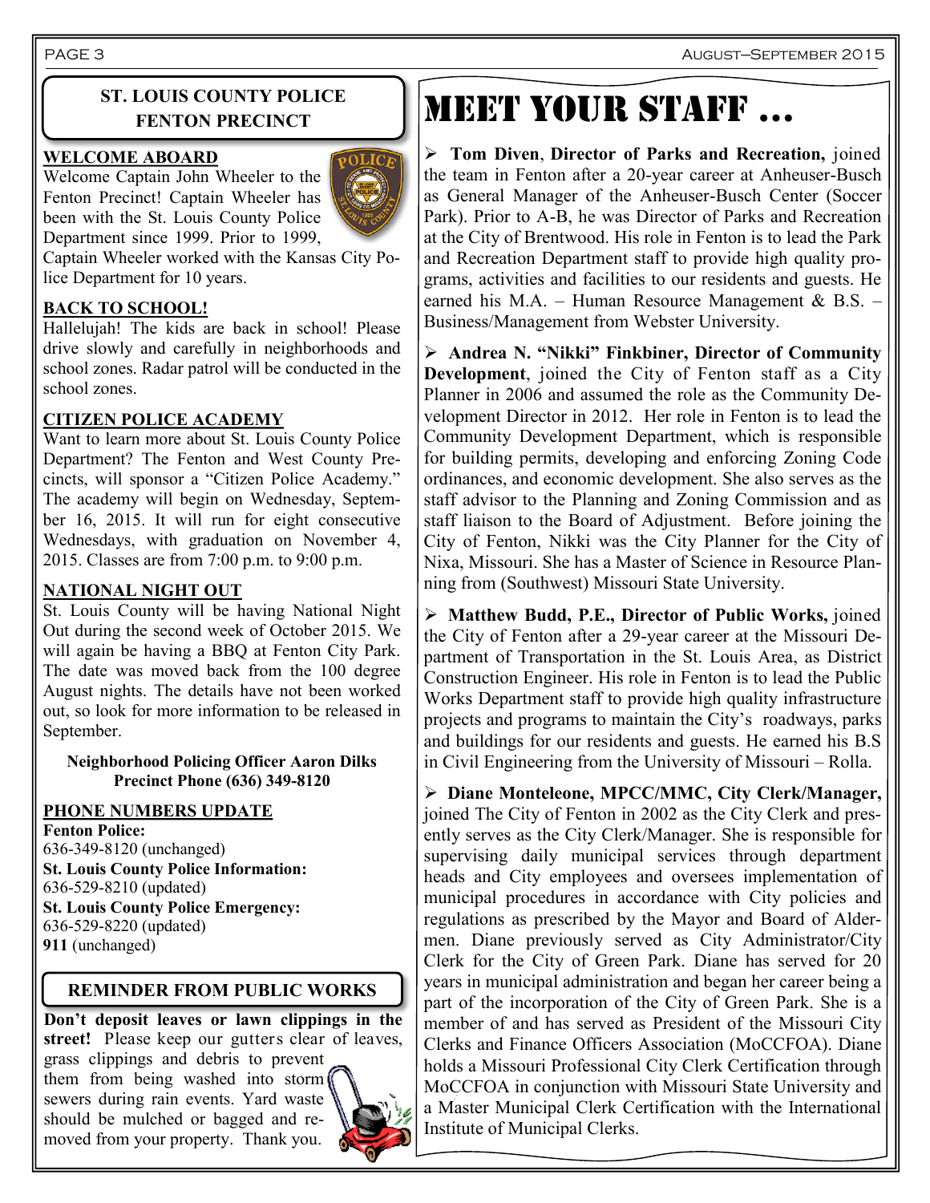## ST. LOUIS COUNTY POLICE FENTON PRECINCT

### WELCOME ABOARD

Welcome Captain John Wheeler to the Fenton Precinct! Captain Wheeler has been with the St. Louis County Police Department since 1999. Prior to 1999, Captain Wheeler worked with the Kansas City Police Department for 10 years.

### BACK TO SCHOOL!

Hallelujah! The kids are back in school! Please drive slowly and carefully in neighborhoods and school zones. Radar patrol will be conducted in the school zones.

### CITIZEN POLICE ACADEMY

Want to learn more about St. Louis County Police Department? The Fenton and West County Precincts, will sponsor a "Citizen Police Academy." The academy will begin on Wednesday, September 16, 2015. It will run for eight consecutive Wednesdays, with graduation on November 4, 2015. Classes are from 7:00 p.m. to 9:00 p.m.

### NATIONAL NIGHT OUT

St. Louis County will be having National Night Out during the second week of October 2015. We will again be having a BBQ at Fenton City Park. The date was moved back from the 100 degree August nights. The details have not been worked out, so look for more information to be released in September.

**Neighborhood Policing Officer Aaron Dilks**
**Precinct Phone (636) 349-8120**

### PHONE NUMBERS UPDATE

**Fenton Police:**
636-349-8120 (unchanged)
**St. Louis County Police Information:**
636-529-8210 (updated)
**St. Louis County Police Emergency:**
636-529-8220 (updated)
**911** (unchanged)

## REMINDER FROM PUBLIC WORKS

**Don't deposit leaves or lawn clippings in the street!** Please keep our gutters clear of leaves, grass clippings and debris to prevent them from being washed into storm sewers during rain events. Yard waste should be mulched or bagged and removed from your property. Thank you.

# MEET YOUR STAFF ...

- **Tom Diven**, **Director of Parks and Recreation,** joined the team in Fenton after a 20-year career at Anheuser-Busch as General Manager of the Anheuser-Busch Center (Soccer Park). Prior to A-B, he was Director of Parks and Recreation at the City of Brentwood. His role in Fenton is to lead the Park and Recreation Department staff to provide high quality programs, activities and facilities to our residents and guests. He earned his M.A. – Human Resource Management & B.S. – Business/Management from Webster University.

- **Andrea N. "Nikki" Finkbiner, Director of Community Development**, joined the City of Fenton staff as a City Planner in 2006 and assumed the role as the Community Development Director in 2012. Her role in Fenton is to lead the Community Development Department, which is responsible for building permits, developing and enforcing Zoning Code ordinances, and economic development. She also serves as the staff advisor to the Planning and Zoning Commission and as staff liaison to the Board of Adjustment. Before joining the City of Fenton, Nikki was the City Planner for the City of Nixa, Missouri. She has a Master of Science in Resource Planning from (Southwest) Missouri State University.

- **Matthew Budd, P.E., Director of Public Works,** joined the City of Fenton after a 29-year career at the Missouri Department of Transportation in the St. Louis Area, as District Construction Engineer. His role in Fenton is to lead the Public Works Department staff to provide high quality infrastructure projects and programs to maintain the City's roadways, parks and buildings for our residents and guests. He earned his B.S in Civil Engineering from the University of Missouri – Rolla.

- **Diane Monteleone, MPCC/MMC, City Clerk/Manager,** joined The City of Fenton in 2002 as the City Clerk and presently serves as the City Clerk/Manager. She is responsible for supervising daily municipal services through department heads and City employees and oversees implementation of municipal procedures in accordance with City policies and regulations as prescribed by the Mayor and Board of Aldermen. Diane previously served as City Administrator/City Clerk for the City of Green Park. Diane has served for 20 years in municipal administration and began her career being a part of the incorporation of the City of Green Park. She is a member of and has served as President of the Missouri City Clerks and Finance Officers Association (MoCCFOA). Diane holds a Missouri Professional City Clerk Certification through MoCCFOA in conjunction with Missouri State University and a Master Municipal Clerk Certification with the International Institute of Municipal Clerks.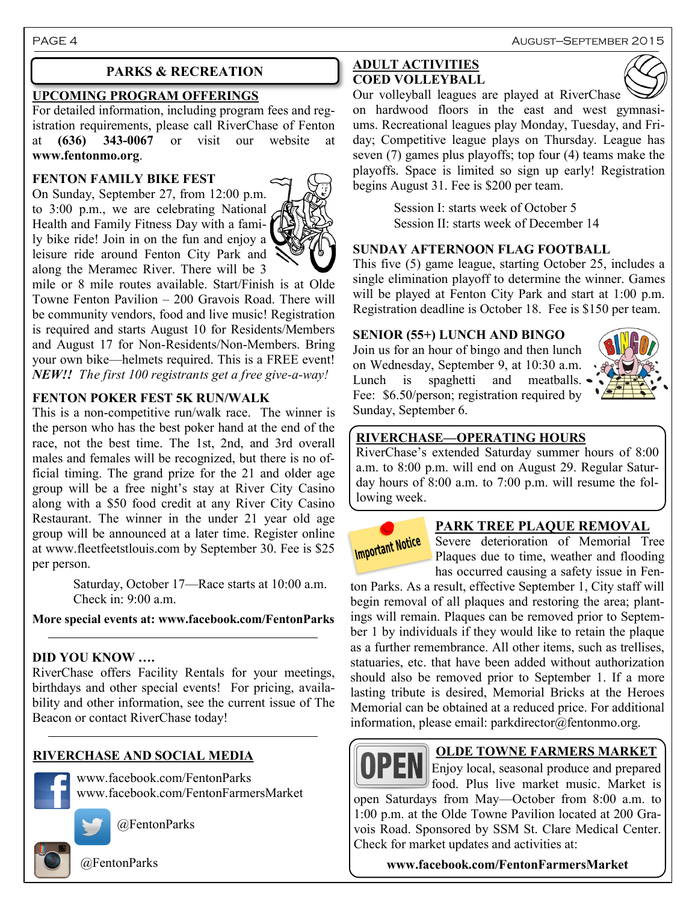## PARKS & RECREATION

### UPCOMING PROGRAM OFFERINGS

For detailed information, including program fees and registration requirements, please call RiverChase of Fenton at **(636) 343-0067** or visit our website at **www.fentonmo.org**.

### FENTON FAMILY BIKE FEST

On Sunday, September 27, from 12:00 p.m. to 3:00 p.m., we are celebrating National Health and Family Fitness Day with a family bike ride! Join in on the fun and enjoy a leisure ride around Fenton City Park and along the Meramec River. There will be 3 mile or 8 mile routes available. Start/Finish is at Olde Towne Fenton Pavilion – 200 Gravois Road. There will be community vendors, food and live music! Registration is required and starts August 10 for Residents/Members and August 17 for Non-Residents/Non-Members. Bring your own bike—helmets required. This is a FREE event! *NEW!! The first 100 registrants get a free give-a-way!*

### FENTON POKER FEST 5K RUN/WALK

This is a non-competitive run/walk race. The winner is the person who has the best poker hand at the end of the race, not the best time. The 1st, 2nd, and 3rd overall males and females will be recognized, but there is no official timing. The grand prize for the 21 and older age group will be a free night's stay at River City Casino along with a $50 food credit at any River City Casino Restaurant. The winner in the under 21 year old age group will be announced at a later time. Register online at www.fleetfeetstlouis.com by September 30. Fee is $25 per person.

Saturday, October 17—Race starts at 10:00 a.m.
Check in: 9:00 a.m.

**More special events at: www.facebook.com/FentonParks**

---

### DID YOU KNOW ….

RiverChase offers Facility Rentals for your meetings, birthdays and other special events! For pricing, availability and other information, see the current issue of The Beacon or contact RiverChase today!

---

### RIVERCHASE AND SOCIAL MEDIA

www.facebook.com/FentonParks
www.facebook.com/FentonFarmersMarket

@FentonParks

@FentonParks

## ADULT ACTIVITIES

### COED VOLLEYBALL

Our volleyball leagues are played at RiverChase on hardwood floors in the east and west gymnasiums. Recreational leagues play Monday, Tuesday, and Friday; Competitive league plays on Thursday. League has seven (7) games plus playoffs; top four (4) teams make the playoffs. Space is limited so sign up early! Registration begins August 31. Fee is $200 per team.

Session I: starts week of October 5
Session II: starts week of December 14

### SUNDAY AFTERNOON FLAG FOOTBALL

This five (5) game league, starting October 25, includes a single elimination playoff to determine the winner. Games will be played at Fenton City Park and start at 1:00 p.m. Registration deadline is October 18. Fee is $150 per team.

### SENIOR (55+) LUNCH AND BINGO

Join us for an hour of bingo and then lunch on Wednesday, September 9, at 10:30 a.m. Lunch is spaghetti and meatballs. Fee: $6.50/person; registration required by Sunday, September 6.

### RIVERCHASE—OPERATING HOURS

RiverChase's extended Saturday summer hours of 8:00 a.m. to 8:00 p.m. will end on August 29. Regular Saturday hours of 8:00 a.m. to 7:00 p.m. will resume the following week.

### PARK TREE PLAQUE REMOVAL

Important Notice

Severe deterioration of Memorial Tree Plaques due to time, weather and flooding has occurred causing a safety issue in Fenton Parks. As a result, effective September 1, City staff will begin removal of all plaques and restoring the area; plantings will remain. Plaques can be removed prior to September 1 by individuals if they would like to retain the plaque as a further remembrance. All other items, such as trellises, statuaries, etc. that have been added without authorization should also be removed prior to September 1. If a more lasting tribute is desired, Memorial Bricks at the Heroes Memorial can be obtained at a reduced price. For additional information, please email: parkdirector@fentonmo.org.

### OLDE TOWNE FARMERS MARKET

Enjoy local, seasonal produce and prepared food. Plus live market music. Market is open Saturdays from May—October from 8:00 a.m. to 1:00 p.m. at the Olde Towne Pavilion located at 200 Gravois Road. Sponsored by SSM St. Clare Medical Center. Check for market updates and activities at:

**www.facebook.com/FentonFarmersMarket**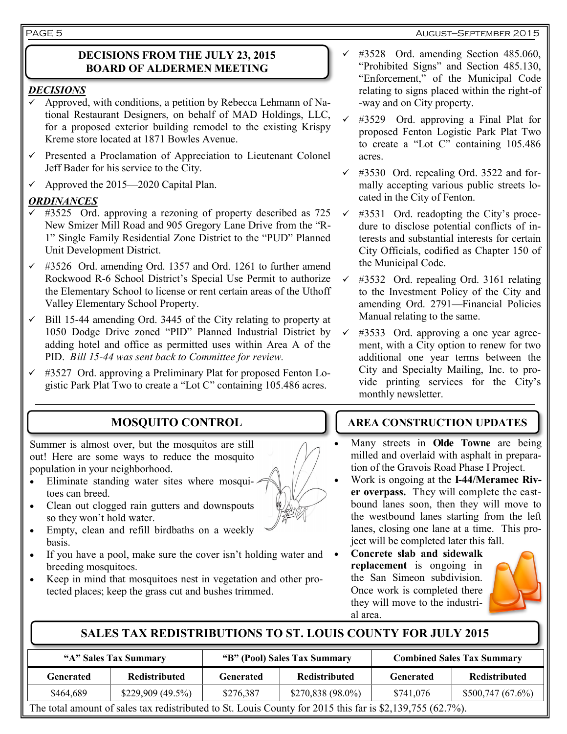## DECISIONS FROM THE JULY 23, 2015 BOARD OF ALDERMEN MEETING

***DECISIONS***

- ✓ Approved, with conditions, a petition by Rebecca Lehmann of National Restaurant Designers, on behalf of MAD Holdings, LLC, for a proposed exterior building remodel to the existing Krispy Kreme store located at 1871 Bowles Avenue.
- ✓ Presented a Proclamation of Appreciation to Lieutenant Colonel Jeff Bader for his service to the City.
- ✓ Approved the 2015—2020 Capital Plan.

***ORDINANCES***

- ✓ #3525 Ord. approving a rezoning of property described as 725 New Smizer Mill Road and 905 Gregory Lane Drive from the "R-1" Single Family Residential Zone District to the "PUD" Planned Unit Development District.
- ✓ #3526 Ord. amending Ord. 1357 and Ord. 1261 to further amend Rockwood R-6 School District's Special Use Permit to authorize the Elementary School to license or rent certain areas of the Uthoff Valley Elementary School Property.
- ✓ Bill 15-44 amending Ord. 3445 of the City relating to property at 1050 Dodge Drive zoned "PID" Planned Industrial District by adding hotel and office as permitted uses within Area A of the PID. *Bill 15-44 was sent back to Committee for review.*
- ✓ #3527 Ord. approving a Preliminary Plat for proposed Fenton Logistic Park Plat Two to create a "Lot C" containing 105.486 acres.
- ✓ #3528 Ord. amending Section 485.060, "Prohibited Signs" and Section 485.130, "Enforcement," of the Municipal Code relating to signs placed within the right-of-way and on City property.
- ✓ #3529 Ord. approving a Final Plat for proposed Fenton Logistic Park Plat Two to create a "Lot C" containing 105.486 acres.
- ✓ #3530 Ord. repealing Ord. 3522 and formally accepting various public streets located in the City of Fenton.
- ✓ #3531 Ord. readopting the City's procedure to disclose potential conflicts of interests and substantial interests for certain City Officials, codified as Chapter 150 of the Municipal Code.
- ✓ #3532 Ord. repealing Ord. 3161 relating to the Investment Policy of the City and amending Ord. 2791—Financial Policies Manual relating to the same.
- ✓ #3533 Ord. approving a one year agreement, with a City option to renew for two additional one year terms between the City and Specialty Mailing, Inc. to provide printing services for the City's monthly newsletter.

## MOSQUITO CONTROL

Summer is almost over, but the mosquitos are still out! Here are some ways to reduce the mosquito population in your neighborhood.

- Eliminate standing water sites where mosquitoes can breed.
- Clean out clogged rain gutters and downspouts so they won't hold water.
- Empty, clean and refill birdbaths on a weekly basis.
- If you have a pool, make sure the cover isn't holding water and breeding mosquitoes.
- Keep in mind that mosquitoes nest in vegetation and other protected places; keep the grass cut and bushes trimmed.

## AREA CONSTRUCTION UPDATES

- Many streets in **Olde Towne** are being milled and overlaid with asphalt in preparation of the Gravois Road Phase I Project.
- Work is ongoing at the **I-44/Meramec River overpass.** They will complete the eastbound lanes soon, then they will move to the westbound lanes starting from the left lanes, closing one lane at a time. This project will be completed later this fall.
- **Concrete slab and sidewalk replacement** is ongoing in the San Simeon subdivision. Once work is completed there they will move to the industrial area.

## SALES TAX REDISTRIBUTIONS TO ST. LOUIS COUNTY FOR JULY 2015

| "A" Sales Tax Summary | | "B" (Pool) Sales Tax Summary | | Combined Sales Tax Summary | |
|---|---|---|---|---|---|
| Generated | Redistributed | Generated | Redistributed | Generated | Redistributed |
| $464,689 | $229,909 (49.5%) | $276,387 | $270,838 (98.0%) | $741,076 | $500,747 (67.6%) |

The total amount of sales tax redistributed to St. Louis County for 2015 this far is $2,139,755 (62.7%).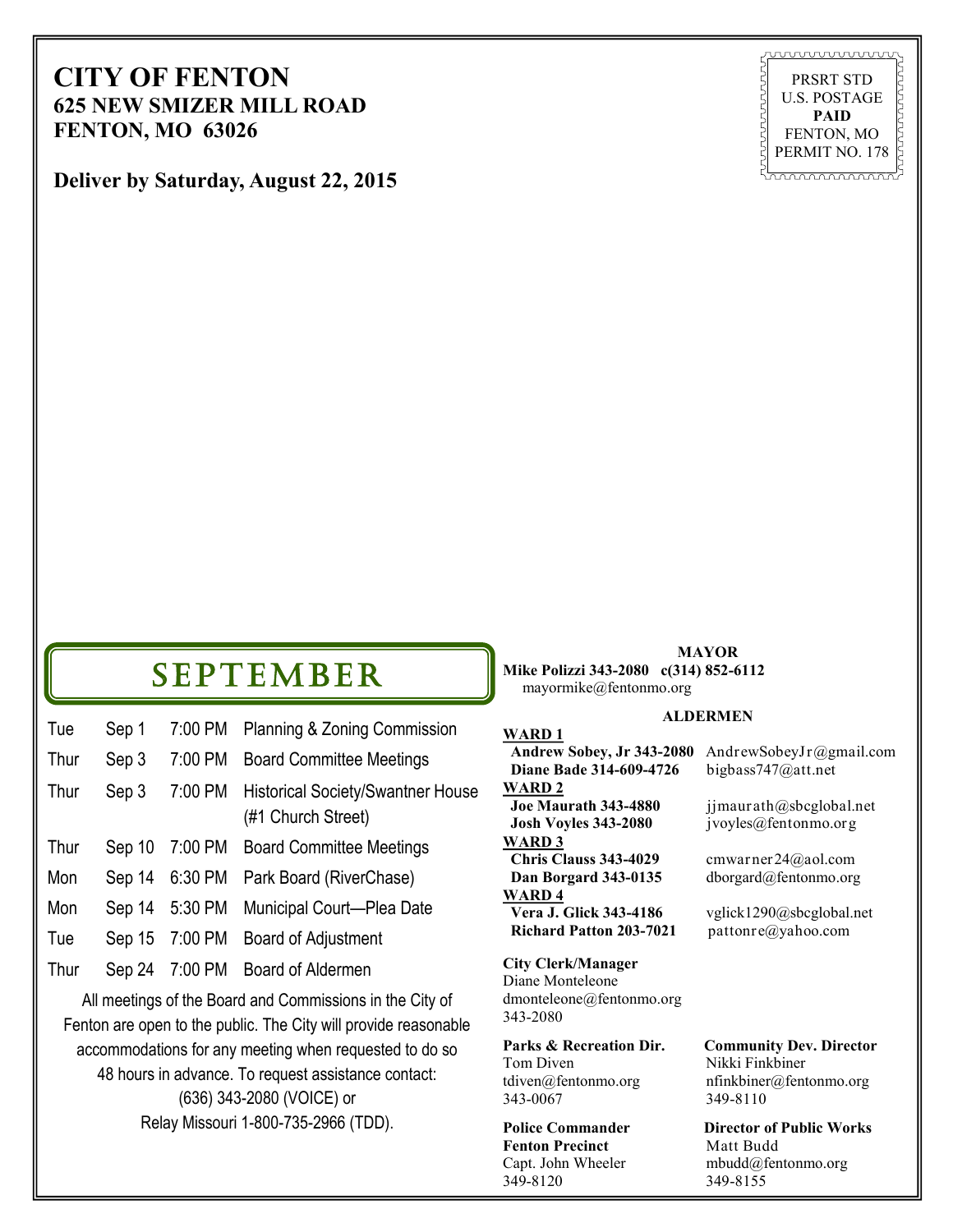# CITY OF FENTON
**625 NEW SMIZER MILL ROAD**
**FENTON, MO 63026**

**Deliver by Saturday, August 22, 2015**

PRSRT STD
U.S. POSTAGE
**PAID**
FENTON, MO
PERMIT NO. 178

## SEPTEMBER

| | | | |
|---|---|---|---|
| Tue | Sep 1 | 7:00 PM | Planning & Zoning Commission |
| Thur | Sep 3 | 7:00 PM | Board Committee Meetings |
| Thur | Sep 3 | 7:00 PM | Historical Society/Swantner House (#1 Church Street) |
| Thur | Sep 10 | 7:00 PM | Board Committee Meetings |
| Mon | Sep 14 | 6:30 PM | Park Board (RiverChase) |
| Mon | Sep 14 | 5:30 PM | Municipal Court—Plea Date |
| Tue | Sep 15 | 7:00 PM | Board of Adjustment |
| Thur | Sep 24 | 7:00 PM | Board of Aldermen |

All meetings of the Board and Commissions in the City of Fenton are open to the public. The City will provide reasonable accommodations for any meeting when requested to do so 48 hours in advance. To request assistance contact: (636) 343-2080 (VOICE) or Relay Missouri 1-800-735-2966 (TDD).

**MAYOR**
**Mike Polizzi 343-2080 c(314) 852-6112**
mayormike@fentonmo.org

**ALDERMEN**

**WARD 1**
**Andrew Sobey, Jr 343-2080** AndrewSobeyJr@gmail.com
**Diane Bade 314-609-4726** bigbass747@att.net

**WARD 2**
**Joe Maurath 343-4880** jjmaurath@sbcglobal.net
**Josh Voyles 343-2080** jvoyles@fentonmo.org

**WARD 3**
**Chris Clauss 343-4029** cmwarner24@aol.com
**Dan Borgard 343-0135** dborgard@fentonmo.org

**WARD 4**
**Vera J. Glick 343-4186** vglick1290@sbcglobal.net
**Richard Patton 203-7021** pattonre@yahoo.com

**City Clerk/Manager**
Diane Monteleone
dmonteleone@fentonmo.org
343-2080

**Parks & Recreation Dir.**
Tom Diven
tdiven@fentonmo.org
343-0067

**Community Dev. Director**
Nikki Finkbiner
nfinkbiner@fentonmo.org
349-8110

**Police Commander**
**Fenton Precinct**
Capt. John Wheeler
349-8120

**Director of Public Works**
Matt Budd
mbudd@fentonmo.org
349-8155